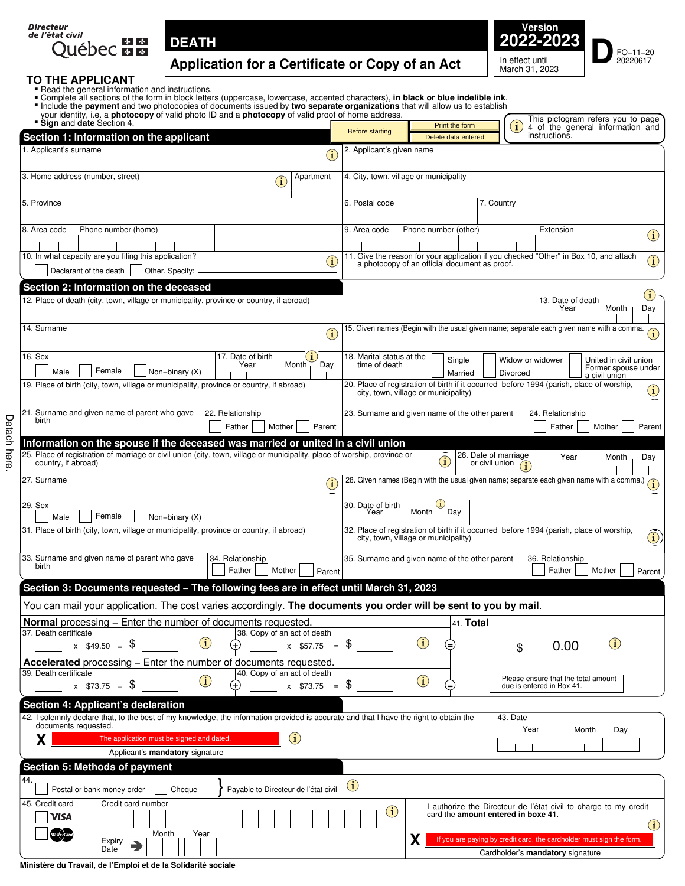Directeur de l'état civil
Québec

# DEATH

## Application for a Certificate or Copy of an Act

**Version 2022-2023**
In effect until March 31, 2023

**D** FO-11-20 20220617

## TO THE APPLICANT

- Read the general information and instructions.
- Complete all sections of the form in block letters (uppercase, lowercase, accented characters), **in black or blue indelible ink**.
- Include **the payment** and two photocopies of documents issued by **two separate organizations** that will allow us to establish your identity, i.e. a **photocopy** of valid photo ID and a **photocopy** of valid proof of home address.
- **Sign** and **date** Section 4.

Before starting | Print the form | Delete data entered

This pictogram refers you to page 4 of the general information and instructions.

## Section 1: Information on the applicant

1. Applicant's surname
2. Applicant's given name
3. Home address (number, street) — Apartment
4. City, town, village or municipality
5. Province
6. Postal code
7. Country
8. Area code — Phone number (home)
9. Area code — Phone number (other) — Extension
10. In what capacity are you filing this application?
 ☐ Declarant of the death ☐ Other. Specify:
11. Give the reason for your application if you checked "Other" in Box 10, and attach a photocopy of an official document as proof.

## Section 2: Information on the deceased

12. Place of death (city, town, village or municipality, province or country, if abroad)
13. Date of death — Year / Month / Day
14. Surname
15. Given names (Begin with the usual given name; separate each given name with a comma.
16. Sex ☐ Male ☐ Female ☐ Non-binary (X)
17. Date of birth — Year / Month / Day
18. Marital status at the time of death ☐ Single ☐ Married ☐ Widow or widower ☐ Divorced ☐ United in civil union ☐ Former spouse under a civil union
19. Place of birth (city, town, village or municipality, province or country, if abroad)
20. Place of registration of birth if it occurred before 1994 (parish, place of worship, city, town, village or municipality)
21. Surname and given name of parent who gave birth
22. Relationship ☐ Father ☐ Mother ☐ Parent
23. Surname and given name of the other parent
24. Relationship ☐ Father ☐ Mother ☐ Parent

### Information on the spouse if the deceased was married or united in a civil union

25. Place of registration of marriage or civil union (city, town, village or municipality, place of worship, province or country, if abroad)
26. Date of marriage or civil union — Year / Month / Day
27. Surname
28. Given names (Begin with the usual given name; separate each given name with a comma.)
29. Sex ☐ Male ☐ Female ☐ Non-binary (X)
30. Date of birth — Year / Month / Day
31. Place of birth (city, town, village or municipality, province or country, if abroad)
32. Place of registration of birth if it occurred before 1994 (parish, place of worship, city, town, village or municipality)
33. Surname and given name of parent who gave birth
34. Relationship ☐ Father ☐ Mother ☐ Parent
35. Surname and given name of the other parent
36. Relationship ☐ Father ☐ Mother ☐ Parent

## Section 3: Documents requested – The following fees are in effect until March 31, 2023

You can mail your application. The cost varies accordingly. **The documents you order will be sent to you by mail**.

**Normal** processing – Enter the number of documents requested.

37. Death certificate ____ x $49.50 = $ ____ (+)
38. Copy of an act of death ____ x $57.75 = $ ____ (=)

**Accelerated** processing – Enter the number of documents requested.

39. Death certificate ____ x $73.75 = $ ____ (+)
40. Copy of an act of death ____ x $73.75 = $ ____ (=)

41. **Total** $ 0.00

Please ensure that the total amount due is entered in Box 41.

## Section 4: Applicant's declaration

42. I solemnly declare that, to the best of my knowledge, the information provided is accurate and that I have the right to obtain the documents requested.

X The application must be signed and dated.
Applicant's **mandatory** signature

43. Date — Year / Month / Day

## Section 5: Methods of payment

44. ☐ Postal or bank money order ☐ Cheque } Payable to Directeur de l'état civil

45. Credit card ☐ VISA ☐ MasterCard
Credit card number
Expiry Date — Month / Year

I authorize the Directeur de l'état civil to charge to my credit card the **amount entered in boxe 41**.

X If you are paying by credit card, the cardholder must sign the form.
Cardholder's **mandatory** signature

Detach here.

Ministère du Travail, de l'Emploi et de la Solidarité sociale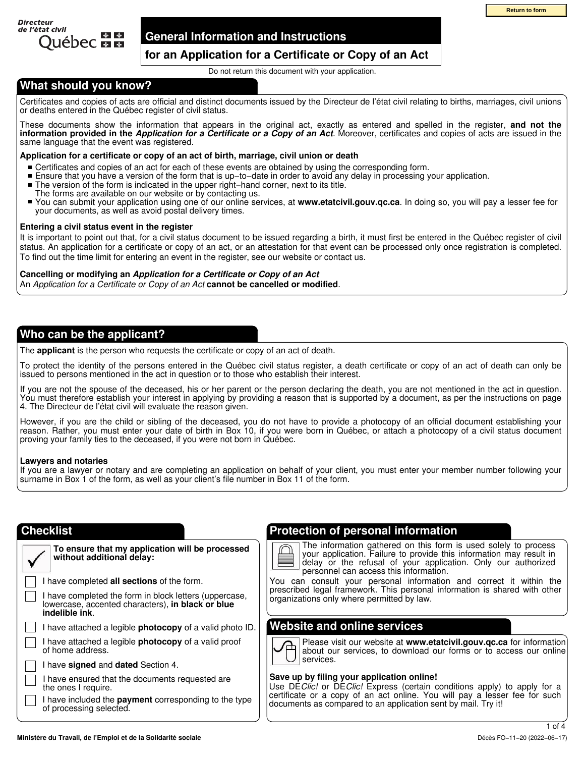Directeur de l'état civil Québec

# General Information and Instructions

## for an Application for a Certificate or Copy of an Act

Do not return this document with your application.

## What should you know?

Certificates and copies of acts are official and distinct documents issued by the Directeur de l'état civil relating to births, marriages, civil unions or deaths entered in the Québec register of civil status.

These documents show the information that appears in the original act, exactly as entered and spelled in the register, **and not the information provided in the *Application for a Certificate or a Copy of an Act***. Moreover, certificates and copies of acts are issued in the same language that the event was registered.

**Application for a certificate or copy of an act of birth, marriage, civil union or death**

- Certificates and copies of an act for each of these events are obtained by using the corresponding form.
- Ensure that you have a version of the form that is up-to-date in order to avoid any delay in processing your application.
- The version of the form is indicated in the upper right-hand corner, next to its title. The forms are available on our website or by contacting us.
- You can submit your application using one of our online services, at **www.etatcivil.gouv.qc.ca**. In doing so, you will pay a lesser fee for your documents, as well as avoid postal delivery times.

**Entering a civil status event in the register**

It is important to point out that, for a civil status document to be issued regarding a birth, it must first be entered in the Québec register of civil status. An application for a certificate or copy of an act, or an attestation for that event can be processed only once registration is completed. To find out the time limit for entering an event in the register, see our website or contact us.

**Cancelling or modifying an *Application for a Certificate or Copy of an Act***

An *Application for a Certificate or Copy of an Act* **cannot be cancelled or modified**.

## Who can be the applicant?

The **applicant** is the person who requests the certificate or copy of an act of death.

To protect the identity of the persons entered in the Québec civil status register, a death certificate or copy of an act of death can only be issued to persons mentioned in the act in question or to those who establish their interest.

If you are not the spouse of the deceased, his or her parent or the person declaring the death, you are not mentioned in the act in question. You must therefore establish your interest in applying by providing a reason that is supported by a document, as per the instructions on page 4. The Directeur de l'état civil will evaluate the reason given.

However, if you are the child or sibling of the deceased, you do not have to provide a photocopy of an official document establishing your reason. Rather, you must enter your date of birth in Box 10, if you were born in Québec, or attach a photocopy of a civil status document proving your family ties to the deceased, if you were not born in Québec.

**Lawyers and notaries**

If you are a lawyer or notary and are completing an application on behalf of your client, you must enter your member number following your surname in Box 1 of the form, as well as your client's file number in Box 11 of the form.

## Checklist

**To ensure that my application will be processed without additional delay:**

- ☐ I have completed **all sections** of the form.
- ☐ I have completed the form in block letters (uppercase, lowercase, accented characters), **in black or blue indelible ink**.
- ☐ I have attached a legible **photocopy** of a valid photo ID.
- ☐ I have attached a legible **photocopy** of a valid proof of home address.
- ☐ I have **signed** and **dated** Section 4.
- ☐ I have ensured that the documents requested are the ones I require.
- ☐ I have included the **payment** corresponding to the type of processing selected.

## Protection of personal information

The information gathered on this form is used solely to process your application. Failure to provide this information may result in delay or the refusal of your application. Only our authorized personnel can access this information.

You can consult your personal information and correct it within the prescribed legal framework. This personal information is shared with other organizations only where permitted by law.

## Website and online services

Please visit our website at **www.etatcivil.gouv.qc.ca** for information about our services, to download our forms or to access our online services.

**Save up by filing your application online!**

Use DE*Clic!* or DE*Clic!* Express (certain conditions apply) to apply for a certificate or a copy of an act online. You will pay a lesser fee for such documents as compared to an application sent by mail. Try it!

Ministère du Travail, de l'Emploi et de la Solidarité sociale

Décès FO-11-20 (2022-06-17)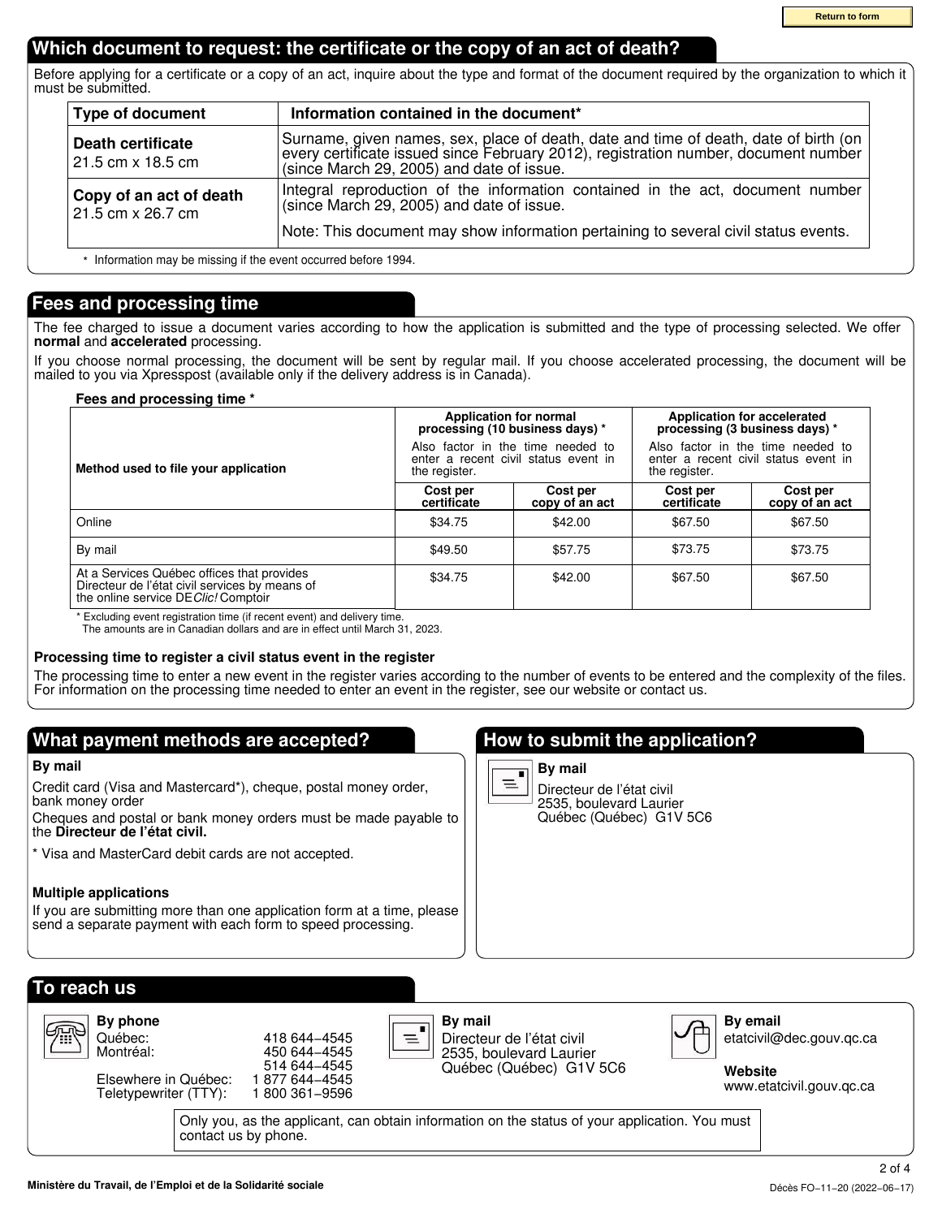Return to form

## Which document to request: the certificate or the copy of an act of death?

Before applying for a certificate or a copy of an act, inquire about the type and format of the document required by the organization to which it must be submitted.

| Type of document | Information contained in the document* |
|---|---|
| **Death certificate** 21.5 cm x 18.5 cm | Surname, given names, sex, place of death, date and time of death, date of birth (on every certificate issued since February 2012), registration number, document number (since March 29, 2005) and date of issue. |
| **Copy of an act of death** 21.5 cm x 26.7 cm | Integral reproduction of the information contained in the act, document number (since March 29, 2005) and date of issue. Note: This document may show information pertaining to several civil status events. |

\* Information may be missing if the event occurred before 1994.

## Fees and processing time

The fee charged to issue a document varies according to how the application is submitted and the type of processing selected. We offer **normal** and **accelerated** processing.

If you choose normal processing, the document will be sent by regular mail. If you choose accelerated processing, the document will be mailed to you via Xpresspost (available only if the delivery address is in Canada).

**Fees and processing time \***

| Method used to file your application | Application for normal processing (10 business days) \* Also factor in the time needed to enter a recent civil status event in the register. | | Application for accelerated processing (3 business days) \* Also factor in the time needed to enter a recent civil status event in the register. | |
|---|---|---|---|---|
| | Cost per certificate | Cost per copy of an act | Cost per certificate | Cost per copy of an act |
| Online | $34.75 | $42.00 | $67.50 | $67.50 |
| By mail | $49.50 | $57.75 | $73.75 | $73.75 |
| At a Services Québec offices that provides Directeur de l'état civil services by means of the online service DE*Clic!* Comptoir | $34.75 | $42.00 | $67.50 | $67.50 |

\* Excluding event registration time (if recent event) and delivery time.
The amounts are in Canadian dollars and are in effect until March 31, 2023.

**Processing time to register a civil status event in the register**

The processing time to enter a new event in the register varies according to the number of events to be entered and the complexity of the files. For information on the processing time needed to enter an event in the register, see our website or contact us.

## What payment methods are accepted?

**By mail**

Credit card (Visa and Mastercard\*), cheque, postal money order, bank money order

Cheques and postal or bank money orders must be made payable to the **Directeur de l'état civil.**

\* Visa and MasterCard debit cards are not accepted.

**Multiple applications**

If you are submitting more than one application form at a time, please send a separate payment with each form to speed processing.

## How to submit the application?

**By mail**

Directeur de l'état civil
2535, boulevard Laurier
Québec (Québec) G1V 5C6

## To reach us

**By phone**

Québec: 418 644‑4545
Montréal: 450 644‑4545
514 644‑4545
Elsewhere in Québec: 1 877 644‑4545
Teletypewriter (TTY): 1 800 361‑9596

**By mail**

Directeur de l'état civil
2535, boulevard Laurier
Québec (Québec) G1V 5C6

**By email**

etatcivil@dec.gouv.qc.ca

**Website**

www.etatcivil.gouv.qc.ca

Only you, as the applicant, can obtain information on the status of your application. You must contact us by phone.

Ministère du Travail, de l'Emploi et de la Solidarité sociale

Décès FO‑11‑20 (2022‑06‑17)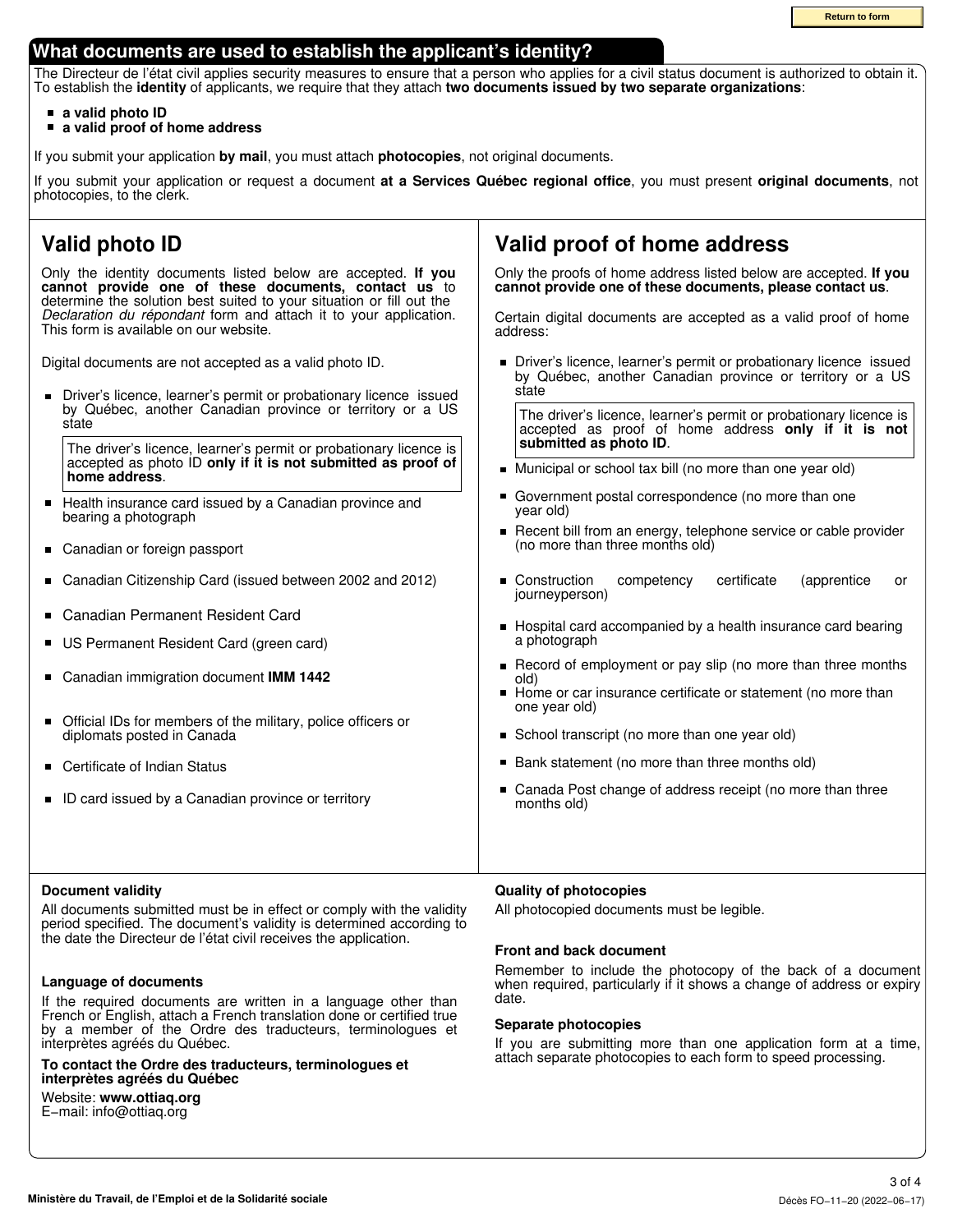## What documents are used to establish the applicant's identity?

The Directeur de l'état civil applies security measures to ensure that a person who applies for a civil status document is authorized to obtain it. To establish the **identity** of applicants, we require that they attach **two documents issued by two separate organizations**:

- **a valid photo ID**
- **a valid proof of home address**

If you submit your application **by mail**, you must attach **photocopies**, not original documents.

If you submit your application or request a document **at a Services Québec regional office**, you must present **original documents**, not photocopies, to the clerk.

## Valid photo ID

Only the identity documents listed below are accepted. **If you cannot provide one of these documents, contact us** to determine the solution best suited to your situation or fill out the *Declaration du répondant* form and attach it to your application. This form is available on our website.

Digital documents are not accepted as a valid photo ID.

- Driver's licence, learner's permit or probationary licence issued by Québec, another Canadian province or territory or a US state

  > The driver's licence, learner's permit or probationary licence is accepted as photo ID **only if it is not submitted as proof of home address**.

- Health insurance card issued by a Canadian province and bearing a photograph
- Canadian or foreign passport
- Canadian Citizenship Card (issued between 2002 and 2012)
- Canadian Permanent Resident Card
- US Permanent Resident Card (green card)
- Canadian immigration document **IMM 1442**
- Official IDs for members of the military, police officers or diplomats posted in Canada
- Certificate of Indian Status
- ID card issued by a Canadian province or territory

## Valid proof of home address

Only the proofs of home address listed below are accepted. **If you cannot provide one of these documents, please contact us**.

Certain digital documents are accepted as a valid proof of home address:

- Driver's licence, learner's permit or probationary licence issued by Québec, another Canadian province or territory or a US state

  > The driver's licence, learner's permit or probationary licence is accepted as proof of home address **only if it is not submitted as photo ID**.

- Municipal or school tax bill (no more than one year old)
- Government postal correspondence (no more than one year old)
- Recent bill from an energy, telephone service or cable provider (no more than three months old)
- Construction competency certificate (apprentice or journeyperson)
- Hospital card accompanied by a health insurance card bearing a photograph
- Record of employment or pay slip (no more than three months old)
- Home or car insurance certificate or statement (no more than one year old)
- School transcript (no more than one year old)
- Bank statement (no more than three months old)
- Canada Post change of address receipt (no more than three months old)

### Document validity

All documents submitted must be in effect or comply with the validity period specified. The document's validity is determined according to the date the Directeur de l'état civil receives the application.

### Language of documents

If the required documents are written in a language other than French or English, attach a French translation done or certified true by a member of the Ordre des traducteurs, terminologues et interprètes agréés du Québec.

**To contact the Ordre des traducteurs, terminologues et interprètes agréés du Québec**

Website: **www.ottiaq.org**
E-mail: info@ottiaq.org

### Quality of photocopies

All photocopied documents must be legible.

### Front and back document

Remember to include the photocopy of the back of a document when required, particularly if it shows a change of address or expiry date.

### Separate photocopies

If you are submitting more than one application form at a time, attach separate photocopies to each form to speed processing.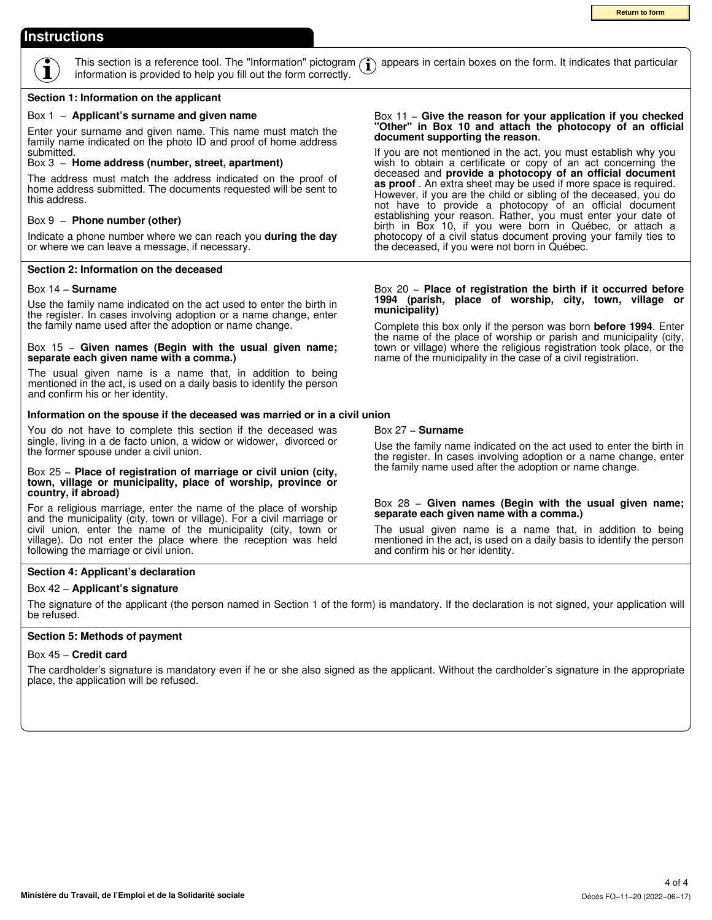## Instructions

This section is a reference tool. The "Information" pictogram (i) appears in certain boxes on the form. It indicates that particular information is provided to help you fill out the form correctly.

### Section 1: Information on the applicant

Box 1 – **Applicant's surname and given name**

Enter your surname and given name. This name must match the family name indicated on the photo ID and proof of home address submitted.

Box 3 – **Home address (number, street, apartment)**

The address must match the address indicated on the proof of home address submitted. The documents requested will be sent to this address.

Box 9 – **Phone number (other)**

Indicate a phone number where we can reach you **during the day** or where we can leave a message, if necessary.

Box 11 – **Give the reason for your application if you checked "Other" in Box 10 and attach the photocopy of an official document supporting the reason**.

If you are not mentioned in the act, you must establish why you wish to obtain a certificate or copy of an act concerning the deceased and **provide a photocopy of an official document as proof** . An extra sheet may be used if more space is required. However, if you are the child or sibling of the deceased, you do not have to provide a photocopy of an official document establishing your reason. Rather, you must enter your date of birth in Box 10, if you were born in Québec, or attach a photocopy of a civil status document proving your family ties to the deceased, if you were not born in Québec.

### Section 2: Information on the deceased

Box 14 – **Surname**

Use the family name indicated on the act used to enter the birth in the register. In cases involving adoption or a name change, enter the family name used after the adoption or name change.

Box 15 – **Given names (Begin with the usual given name; separate each given name with a comma.)**

The usual given name is a name that, in addition to being mentioned in the act, is used on a daily basis to identify the person and confirm his or her identity.

Box 20 – **Place of registration the birth if it occurred before 1994 (parish, place of worship, city, town, village or municipality)**

Complete this box only if the person was born **before 1994**. Enter the name of the place of worship or parish and municipality (city, town or village) where the religious registration took place, or the name of the municipality in the case of a civil registration.

#### Information on the spouse if the deceased was married or in a civil union

You do not have to complete this section if the deceased was single, living in a de facto union, a widow or widower, divorced or the former spouse under a civil union.

Box 25 – **Place of registration of marriage or civil union (city, town, village or municipality, place of worship, province or country, if abroad)**

For a religious marriage, enter the name of the place of worship and the municipality (city, town or village). For a civil marriage or civil union, enter the name of the municipality (city, town or village). Do not enter the place where the reception was held following the marriage or civil union.

Box 27 – **Surname**

Use the family name indicated on the act used to enter the birth in the register. In cases involving adoption or a name change, enter the family name used after the adoption or name change.

Box 28 – **Given names (Begin with the usual given name; separate each given name with a comma.)**

The usual given name is a name that, in addition to being mentioned in the act, is used on a daily basis to identify the person and confirm his or her identity.

### Section 4: Applicant's declaration

Box 42 – **Applicant's signature**

The signature of the applicant (the person named in Section 1 of the form) is mandatory. If the declaration is not signed, your application will be refused.

### Section 5: Methods of payment

Box 45 – **Credit card**

The cardholder's signature is mandatory even if he or she also signed as the applicant. Without the cardholder's signature in the appropriate place, the application will be refused.

Ministère du Travail, de l'Emploi et de la Solidarité sociale

Décès FO-11-20 (2022-06-17)